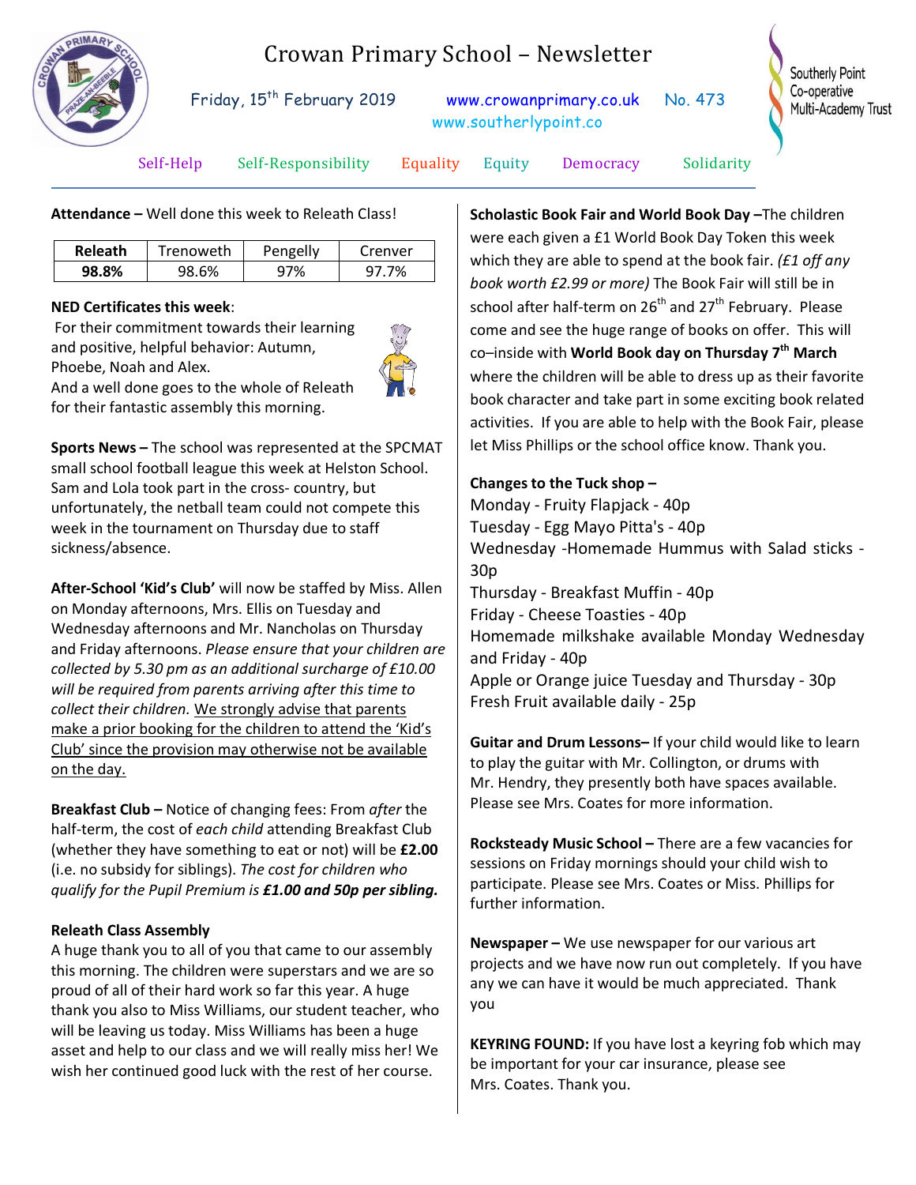# Crowan Primary School – Newsletter

Friday, 15th February 2019 www.crowanprimary.co.uk No. 473
www.southerlypoint.co

Southerly Point Co-operative Multi-Academy Trust

Self-Help Self-Responsibility Equality Equity Democracy Solidarity

**Attendance –** Well done this week to Releath Class!

| **Releath** | Trenoweth | Pengelly | Crenver |
|---|---|---|---|
| **98.8%** | 98.6% | 97% | 97.7% |

**NED Certificates this week**:

For their commitment towards their learning and positive, helpful behavior: Autumn, Phoebe, Noah and Alex.

And a well done goes to the whole of Releath for their fantastic assembly this morning.

**Sports News –** The school was represented at the SPCMAT small school football league this week at Helston School. Sam and Lola took part in the cross- country, but unfortunately, the netball team could not compete this week in the tournament on Thursday due to staff sickness/absence.

**After-School 'Kid's Club'** will now be staffed by Miss. Allen on Monday afternoons, Mrs. Ellis on Tuesday and Wednesday afternoons and Mr. Nancholas on Thursday and Friday afternoons. *Please ensure that your children are collected by 5.30 pm as an additional surcharge of £10.00 will be required from parents arriving after this time to collect their children.* We strongly advise that parents make a prior booking for the children to attend the 'Kid's Club' since the provision may otherwise not be available on the day.

**Breakfast Club –** Notice of changing fees: From *after* the half-term, the cost of *each child* attending Breakfast Club (whether they have something to eat or not) will be **£2.00** (i.e. no subsidy for siblings). *The cost for children who qualify for the Pupil Premium is* ***£1.00 and 50p per sibling.***

**Releath Class Assembly**

A huge thank you to all of you that came to our assembly this morning. The children were superstars and we are so proud of all of their hard work so far this year. A huge thank you also to Miss Williams, our student teacher, who will be leaving us today. Miss Williams has been a huge asset and help to our class and we will really miss her! We wish her continued good luck with the rest of her course.

**Scholastic Book Fair and World Book Day –**The children were each given a £1 World Book Day Token this week which they are able to spend at the book fair. *(£1 off any book worth £2.99 or more)* The Book Fair will still be in school after half-term on 26th and 27th February. Please come and see the huge range of books on offer. This will co–inside with **World Book day on Thursday 7th March** where the children will be able to dress up as their favorite book character and take part in some exciting book related activities. If you are able to help with the Book Fair, please let Miss Phillips or the school office know. Thank you.

**Changes to the Tuck shop –**

Monday - Fruity Flapjack - 40p
Tuesday - Egg Mayo Pitta's - 40p
Wednesday -Homemade Hummus with Salad sticks - 30p
Thursday - Breakfast Muffin - 40p
Friday - Cheese Toasties - 40p
Homemade milkshake available Monday Wednesday and Friday - 40p
Apple or Orange juice Tuesday and Thursday - 30p
Fresh Fruit available daily - 25p

**Guitar and Drum Lessons–** If your child would like to learn to play the guitar with Mr. Collington, or drums with Mr. Hendry, they presently both have spaces available. Please see Mrs. Coates for more information.

**Rocksteady Music School –** There are a few vacancies for sessions on Friday mornings should your child wish to participate. Please see Mrs. Coates or Miss. Phillips for further information.

**Newspaper –** We use newspaper for our various art projects and we have now run out completely. If you have any we can have it would be much appreciated. Thank you

**KEYRING FOUND:** If you have lost a keyring fob which may be important for your car insurance, please see Mrs. Coates. Thank you.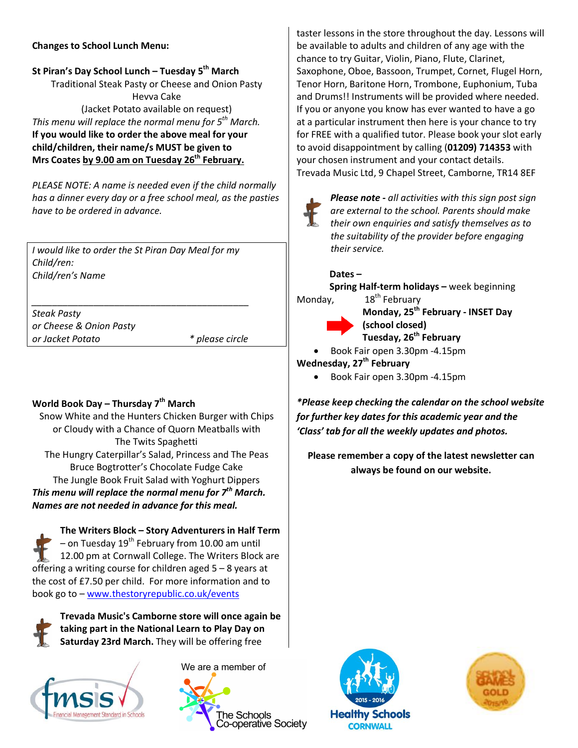**Changes to School Lunch Menu:**

**St Piran's Day School Lunch – Tuesday 5th March**

Traditional Steak Pasty or Cheese and Onion Pasty
Hevva Cake
(Jacket Potato available on request)

*This menu will replace the normal menu for 5th March.*

**If you would like to order the above meal for your child/children, their name/s MUST be given to Mrs Coates by 9.00 am on Tuesday 26th February.**

*PLEASE NOTE: A name is needed even if the child normally has a dinner every day or a free school meal, as the pasties have to be ordered in advance.*

| |
|---|
| *I would like to order the St Piran Day Meal for my Child/ren:* |
| *Child/ren's Name* |
| ________________________________________ |
| *Steak Pasty* |
| *or Cheese & Onion Pasty* |
| *or Jacket Potato* *\* please circle* |

**World Book Day – Thursday 7th March**

Snow White and the Hunters Chicken Burger with Chips
or Cloudy with a Chance of Quorn Meatballs with The Twits Spaghetti
The Hungry Caterpillar's Salad, Princess and The Peas
Bruce Bogtrotter's Chocolate Fudge Cake
The Jungle Book Fruit Salad with Yoghurt Dippers

***This menu will replace the normal menu for 7th March. Names are not needed in advance for this meal.***

**The Writers Block – Story Adventurers in Half Term** – on Tuesday 19th February from 10.00 am until 12.00 pm at Cornwall College. The Writers Block are offering a writing course for children aged 5 – 8 years at the cost of £7.50 per child. For more information and to book go to – www.thestoryrepublic.co.uk/events

**Trevada Music's Camborne store will once again be taking part in the National Learn to Play Day on Saturday 23rd March.** They will be offering free taster lessons in the store throughout the day. Lessons will be available to adults and children of any age with the chance to try Guitar, Violin, Piano, Flute, Clarinet, Saxophone, Oboe, Bassoon, Trumpet, Cornet, Flugel Horn, Tenor Horn, Baritone Horn, Trombone, Euphonium, Tuba and Drums!! Instruments will be provided where needed. If you or anyone you know has ever wanted to have a go at a particular instrument then here is your chance to try for FREE with a qualified tutor. Please book your slot early to avoid disappointment by calling (**01209) 714353** with your chosen instrument and your contact details.
Trevada Music Ltd, 9 Chapel Street, Camborne, TR14 8EF

***Please note -*** *all activities with this sign post sign are external to the school. Parents should make their own enquiries and satisfy themselves as to the suitability of the provider before engaging their service.*

**Dates –**

**Spring Half-term holidays –** week beginning Monday, 18th February

**Monday, 25th February - INSET Day (school closed)**

**Tuesday, 26th February**

- Book Fair open 3.30pm -4.15pm

**Wednesday, 27th February**

- Book Fair open 3.30pm -4.15pm

***\*Please keep checking the calendar on the school website for further key dates for this academic year and the 'Class' tab for all the weekly updates and photos.***

**Please remember a copy of the latest newsletter can always be found on our website.**

fmsis Financial Management Standard in Schools

We are a member of The Schools Co-operative Society

2015 - 2016 Healthy Schools CORNWALL

SCHOOL GAMES GOLD 2015/16